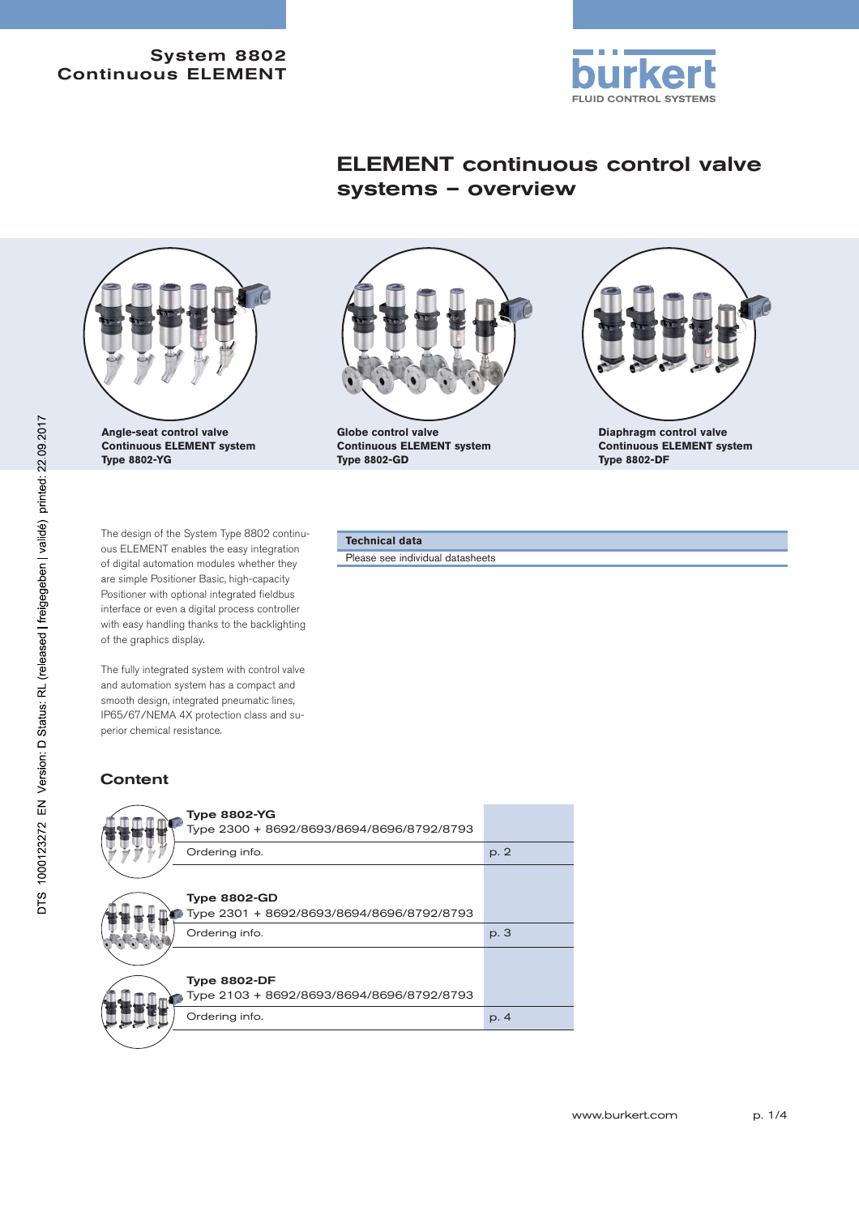System 8802
Continuous ELEMENT

# ELEMENT continuous control valve systems – overview

**Angle-seat control valve**
**Continuous ELEMENT system**
**Type 8802-YG**

**Globe control valve**
**Continuous ELEMENT system**
**Type 8802-GD**

**Diaphragm control valve**
**Continuous ELEMENT system**
**Type 8802-DF**

The design of the System Type 8802 continuous ELEMENT enables the easy integration of digital automation modules whether they are simple Positioner Basic, high-capacity Positioner with optional integrated fieldbus interface or even a digital process controller with easy handling thanks to the backlighting of the graphics display.

The fully integrated system with control valve and automation system has a compact and smooth design, integrated pneumatic lines, IP65/67/NEMA 4X protection class and superior chemical resistance.

| Technical data |
|---|
| Please see individual datasheets |

## Content

| | |
|---|---|
| **Type 8802-YG**<br>Type 2300 + 8692/8693/8694/8696/8792/8793 | |
| Ordering info. | p. 2 |
| **Type 8802-GD**<br>Type 2301 + 8692/8693/8694/8696/8792/8793 | |
| Ordering info. | p. 3 |
| **Type 8802-DF**<br>Type 2103 + 8692/8693/8694/8696/8792/8793 | |
| Ordering info. | p. 4 |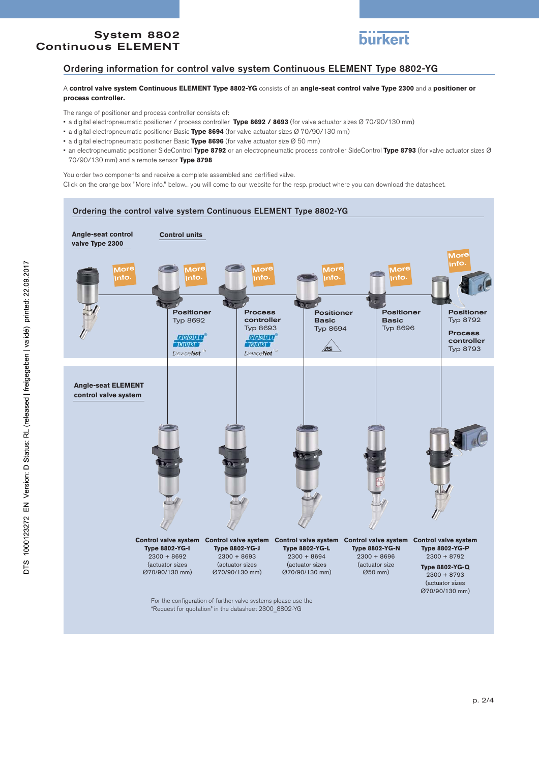## Ordering information for control valve system Continuous ELEMENT Type 8802-YG

A **control valve system Continuous ELEMENT Type 8802-YG** consists of an **angle-seat control valve Type 2300** and a **positioner or process controller.**

The range of positioner and process controller consists of:

- a digital electropneumatic positioner / process controller **Type 8692 / 8693** (for valve actuator sizes Ø 70/90/130 mm)
- a digital electropneumatic positioner Basic **Type 8694** (for valve actuator sizes Ø 70/90/130 mm)
- a digital electropneumatic positioner Basic **Type 8696** (for valve actuator size Ø 50 mm)
- an electropneumatic positioner SideControl **Type 8792** or an electropneumatic process controller SideControl **Type 8793** (for valve actuator sizes Ø 70/90/130 mm) and a remote sensor **Type 8798**

You order two components and receive a complete assembled and certified valve.
Click on the orange box "More info." below... you will come to our website for the resp. product where you can download the datasheet.

### Ordering the control valve system Continuous ELEMENT Type 8802-YG

**Angle-seat control valve Type 2300**

**Control units**

| Control unit | Type |
|---|---|
| Positioner | Typ 8692 |
| Process controller | Typ 8693 |
| Positioner Basic | Typ 8694 |
| Positioner Basic | Typ 8696 |
| Positioner / Process controller | Typ 8792 / Typ 8793 |

**Angle-seat ELEMENT control valve system**

| Control valve system | Combination | Actuator sizes |
|---|---|---|
| Type 8802-YG-I | 2300 + 8692 | Ø70/90/130 mm |
| Type 8802-YG-J | 2300 + 8693 | Ø70/90/130 mm |
| Type 8802-YG-L | 2300 + 8694 | Ø70/90/130 mm |
| Type 8802-YG-N | 2300 + 8696 | Ø50 mm |
| Type 8802-YG-P | 2300 + 8792 | Ø70/90/130 mm |
| Type 8802-YG-Q | 2300 + 8793 | Ø70/90/130 mm |

For the configuration of further valve systems please use the "Request for quotation" in the datasheet 2300_8802-YG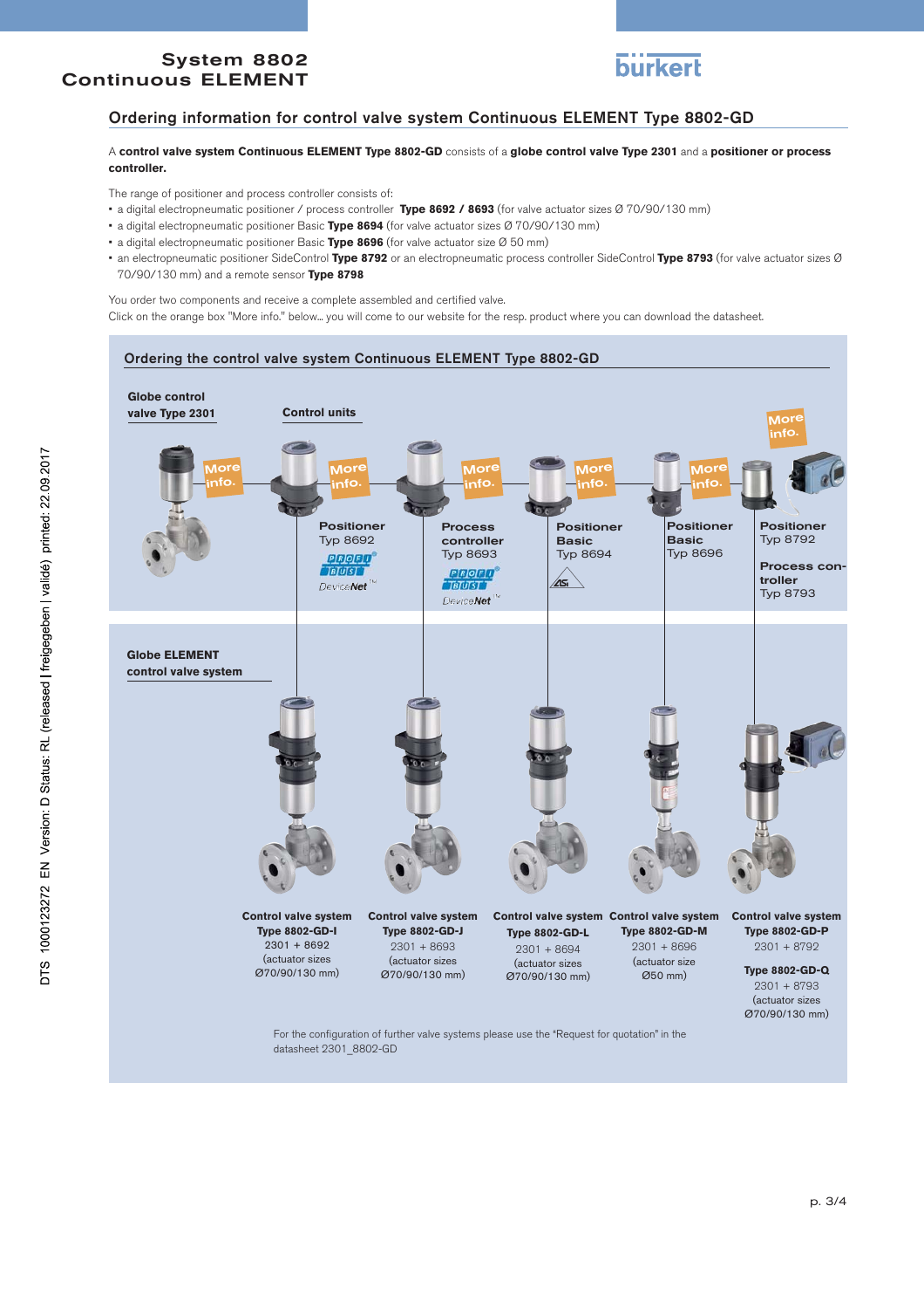## Ordering information for control valve system Continuous ELEMENT Type 8802-GD

A **control valve system Continuous ELEMENT Type 8802-GD** consists of a **globe control valve Type 2301** and a **positioner or process controller.**

The range of positioner and process controller consists of:

- a digital electropneumatic positioner / process controller **Type 8692 / 8693** (for valve actuator sizes Ø 70/90/130 mm)
- a digital electropneumatic positioner Basic **Type 8694** (for valve actuator sizes Ø 70/90/130 mm)
- a digital electropneumatic positioner Basic **Type 8696** (for valve actuator size Ø 50 mm)
- an electropneumatic positioner SideControl **Type 8792** or an electropneumatic process controller SideControl **Type 8793** (for valve actuator sizes Ø 70/90/130 mm) and a remote sensor **Type 8798**

You order two components and receive a complete assembled and certified valve.
Click on the orange box "More info." below... you will come to our website for the resp. product where you can download the datasheet.

### Ordering the control valve system Continuous ELEMENT Type 8802-GD

**Globe control valve Type 2301** — More info.

**Control units**

- **Positioner** Typ 8692 (PROFIBUS, DeviceNet) — More info.
- **Process controller** Typ 8693 (PROFIBUS, DeviceNet) — More info.
- **Positioner Basic** Typ 8694 (AS-i) — More info.
- **Positioner Basic** Typ 8696 — More info.
- **Positioner** Typ 8792 / **Process controller** Typ 8793 — More info.

**Globe ELEMENT control valve system**

| Control valve system | Control valve system | Control valve system | Control valve system | Control valve system |
|---|---|---|---|---|
| **Type 8802-GD-I** | **Type 8802-GD-J** | **Type 8802-GD-L** | **Type 8802-GD-M** | **Type 8802-GD-P** |
| 2301 + 8692 | 2301 + 8693 | 2301 + 8694 | 2301 + 8696 | 2301 + 8792 |
| (actuator sizes Ø70/90/130 mm) | (actuator sizes Ø70/90/130 mm) | (actuator sizes Ø70/90/130 mm) | (actuator size Ø50 mm) | **Type 8802-GD-Q** 2301 + 8793 (actuator sizes Ø70/90/130 mm) |

For the configuration of further valve systems please use the "Request for quotation" in the datasheet 2301_8802-GD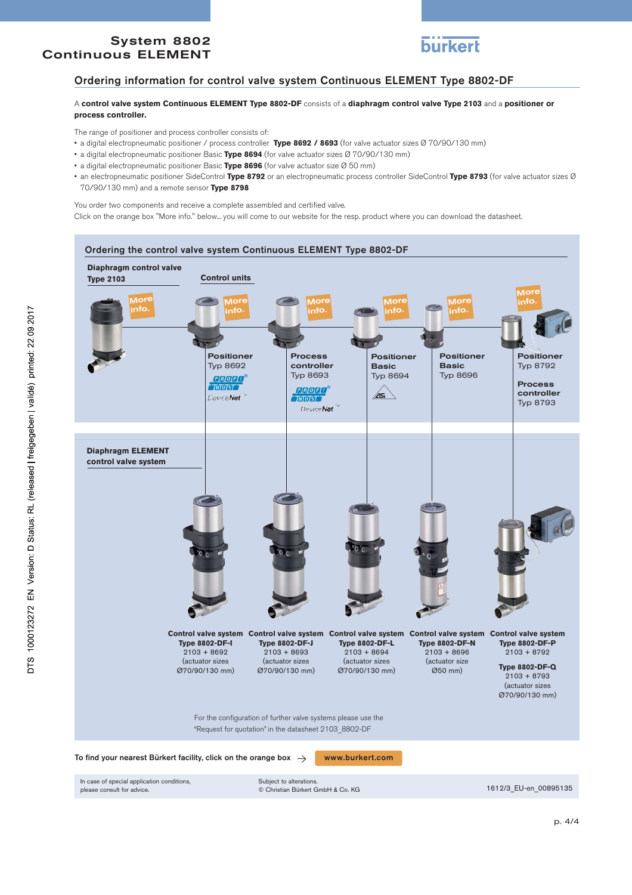## Ordering information for control valve system Continuous ELEMENT Type 8802-DF

A **control valve system Continuous ELEMENT Type 8802-DF** consists of a **diaphragm control valve Type 2103** and a **positioner or process controller.**

The range of positioner and process controller consists of:

- a digital electropneumatic positioner / process controller **Type 8692 / 8693** (for valve actuator sizes Ø 70/90/130 mm)
- a digital electropneumatic positioner Basic **Type 8694** (for valve actuator sizes Ø 70/90/130 mm)
- a digital electropneumatic positioner Basic **Type 8696** (for valve actuator size Ø 50 mm)
- an electropneumatic positioner SideControl **Type 8792** or an electropneumatic process controller SideControl **Type 8793** (for valve actuator sizes Ø 70/90/130 mm) and a remote sensor **Type 8798**

You order two components and receive a complete assembled and certified valve.
Click on the orange box "More info." below... you will come to our website for the resp. product where you can download the datasheet.

### Ordering the control valve system Continuous ELEMENT Type 8802-DF

**Diaphragm control valve Type 2103** — More info.

**Control units**

- **Positioner** Typ 8692 — More info. (PROFIBUS, DeviceNet)
- **Process controller** Typ 8693 — More info. (PROFIBUS, DeviceNet)
- **Positioner Basic** Typ 8694 — More info. (AS-i)
- **Positioner Basic** Typ 8696 — More info.
- **Positioner** Typ 8792 / **Process controller** Typ 8793 — More info.

**Diaphragm ELEMENT control valve system**

| | | | | |
|---|---|---|---|---|
| **Control valve system Type 8802-DF-I** 2103 + 8692 (actuator sizes Ø70/90/130 mm) | **Control valve system Type 8802-DF-J** 2103 + 8693 (actuator sizes Ø70/90/130 mm) | **Control valve system Type 8802-DF-L** 2103 + 8694 (actuator sizes Ø70/90/130 mm) | **Control valve system Type 8802-DF-N** 2103 + 8696 (actuator size Ø50 mm) | **Control valve system Type 8802-DF-P** 2103 + 8792 **Type 8802-DF-Q** 2103 + 8793 (actuator sizes Ø70/90/130 mm) |

For the configuration of further valve systems please use the "Request for quotation" in the datasheet 2103_8802-DF

To find your nearest Bürkert facility, click on the orange box → **www.burkert.com**

In case of special application conditions, please consult for advice.

Subject to alterations.
© Christian Bürkert GmbH & Co. KG

1612/3_EU-en_00895135